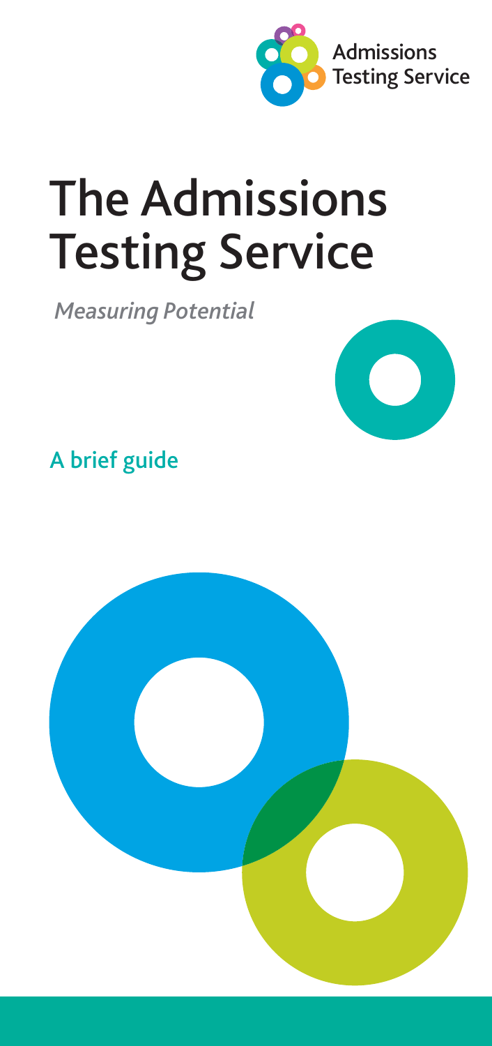Admissions Testing Service

# The Admissions Testing Service

*Measuring Potential*

## A brief guide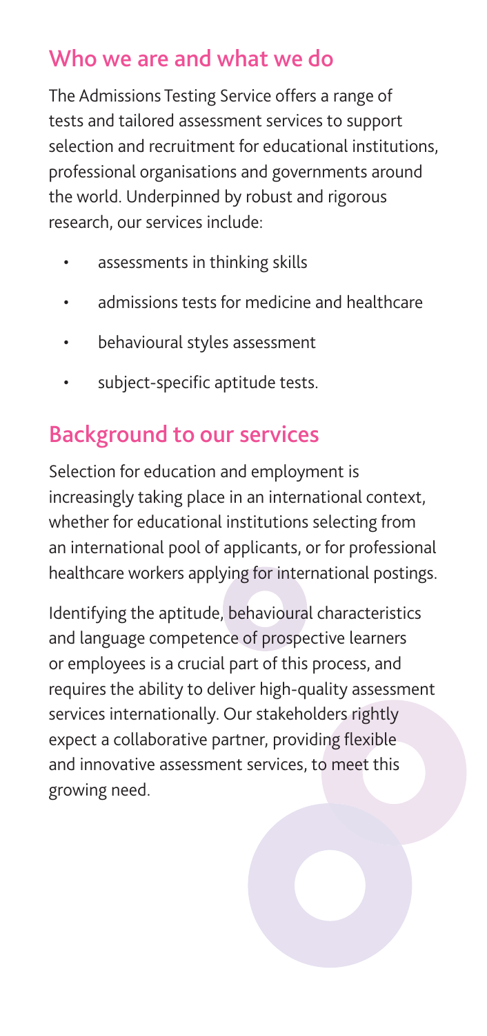## Who we are and what we do

The Admissions Testing Service offers a range of tests and tailored assessment services to support selection and recruitment for educational institutions, professional organisations and governments around the world. Underpinned by robust and rigorous research, our services include:

- assessments in thinking skills
- admissions tests for medicine and healthcare
- behavioural styles assessment
- subject-specific aptitude tests.

## Background to our services

Selection for education and employment is increasingly taking place in an international context, whether for educational institutions selecting from an international pool of applicants, or for professional healthcare workers applying for international postings.

Identifying the aptitude, behavioural characteristics and language competence of prospective learners or employees is a crucial part of this process, and requires the ability to deliver high-quality assessment services internationally. Our stakeholders rightly expect a collaborative partner, providing flexible and innovative assessment services, to meet this growing need.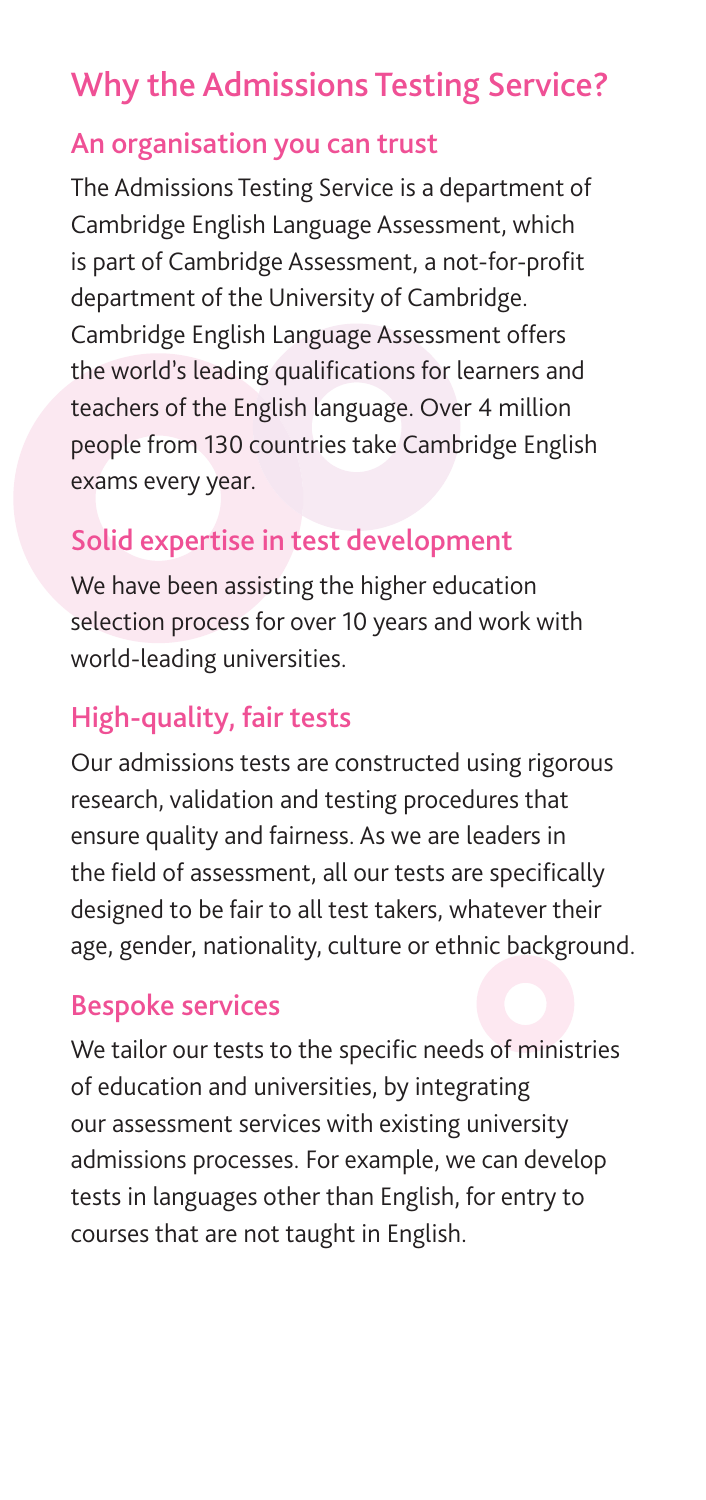# Why the Admissions Testing Service?

## An organisation you can trust

The Admissions Testing Service is a department of Cambridge English Language Assessment, which is part of Cambridge Assessment, a not-for-profit department of the University of Cambridge. Cambridge English Language Assessment offers the world's leading qualifications for learners and teachers of the English language. Over 4 million people from 130 countries take Cambridge English exams every year.

## Solid expertise in test development

We have been assisting the higher education selection process for over 10 years and work with world-leading universities.

## High-quality, fair tests

Our admissions tests are constructed using rigorous research, validation and testing procedures that ensure quality and fairness. As we are leaders in the field of assessment, all our tests are specifically designed to be fair to all test takers, whatever their age, gender, nationality, culture or ethnic background.

## Bespoke services

We tailor our tests to the specific needs of ministries of education and universities, by integrating our assessment services with existing university admissions processes. For example, we can develop tests in languages other than English, for entry to courses that are not taught in English.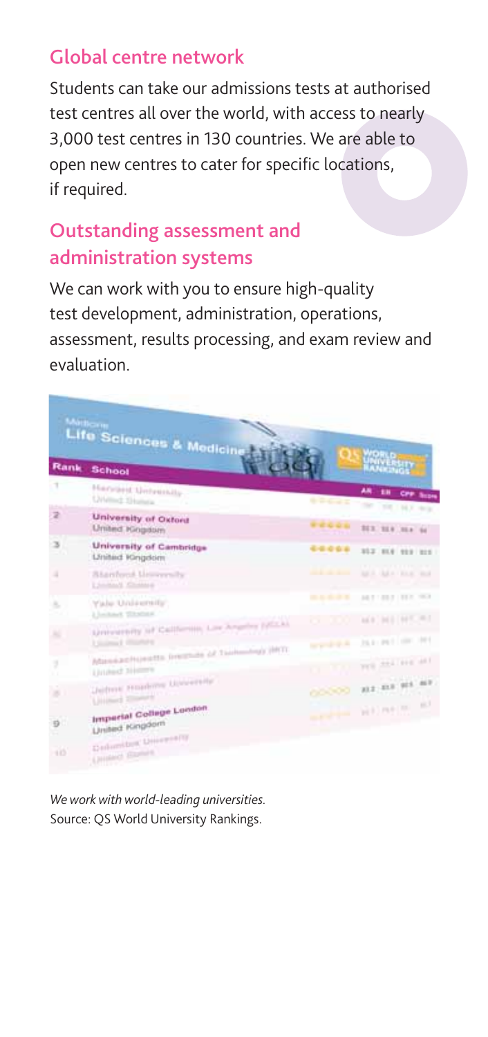## Global centre network

Students can take our admissions tests at authorised test centres all over the world, with access to nearly 3,000 test centres in 130 countries. We are able to open new centres to cater for specific locations, if required.

## Outstanding assessment and administration systems

We can work with you to ensure high-quality test development, administration, operations, assessment, results processing, and exam review and evaluation.

*We work with world-leading universities.*
Source: QS World University Rankings.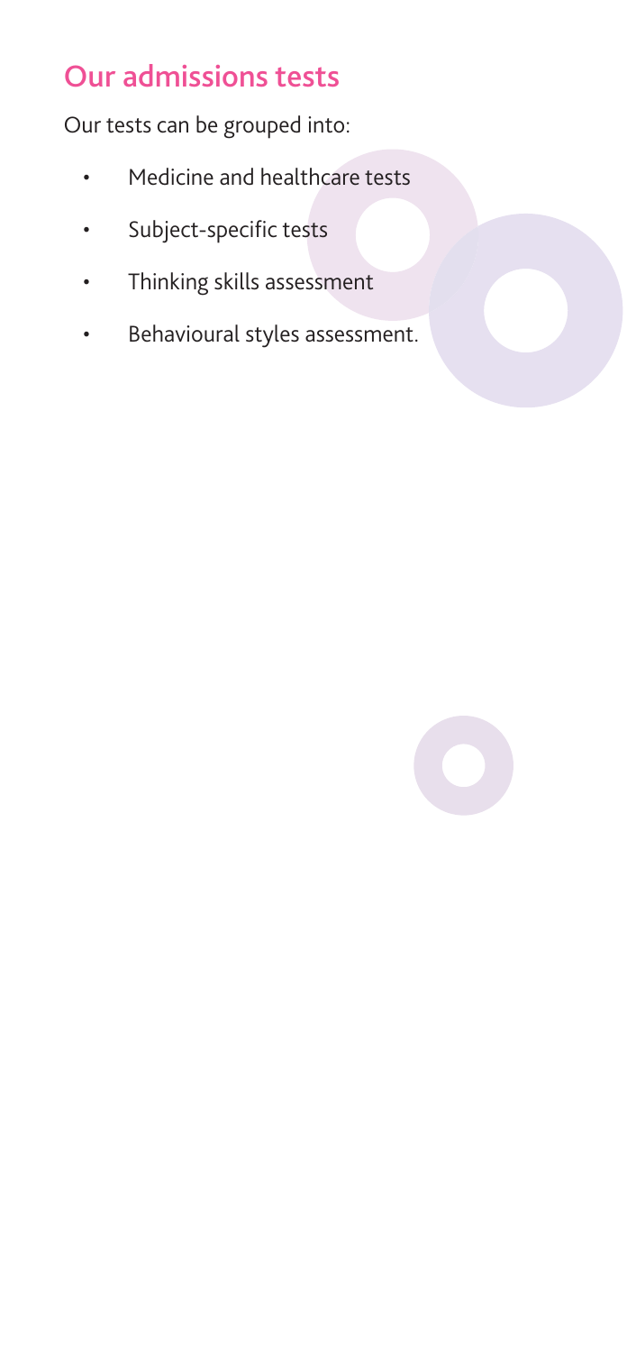## Our admissions tests

Our tests can be grouped into:

- Medicine and healthcare tests
- Subject-specific tests
- Thinking skills assessment
- Behavioural styles assessment.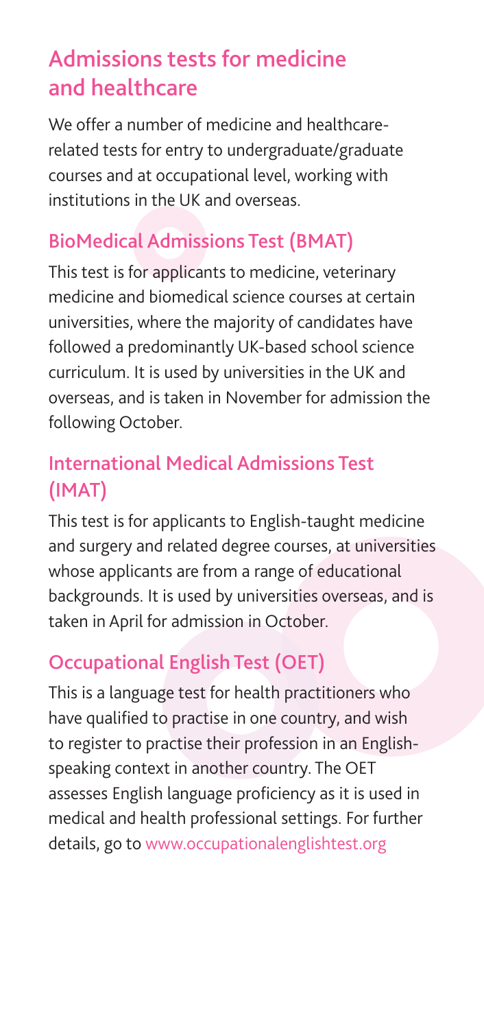## Admissions tests for medicine and healthcare

We offer a number of medicine and healthcare-related tests for entry to undergraduate/graduate courses and at occupational level, working with institutions in the UK and overseas.

### BioMedical Admissions Test (BMAT)

This test is for applicants to medicine, veterinary medicine and biomedical science courses at certain universities, where the majority of candidates have followed a predominantly UK-based school science curriculum. It is used by universities in the UK and overseas, and is taken in November for admission the following October.

### International Medical Admissions Test (IMAT)

This test is for applicants to English-taught medicine and surgery and related degree courses, at universities whose applicants are from a range of educational backgrounds. It is used by universities overseas, and is taken in April for admission in October.

### Occupational English Test (OET)

This is a language test for health practitioners who have qualified to practise in one country, and wish to register to practise their profession in an English-speaking context in another country. The OET assesses English language proficiency as it is used in medical and health professional settings. For further details, go to www.occupationalenglishtest.org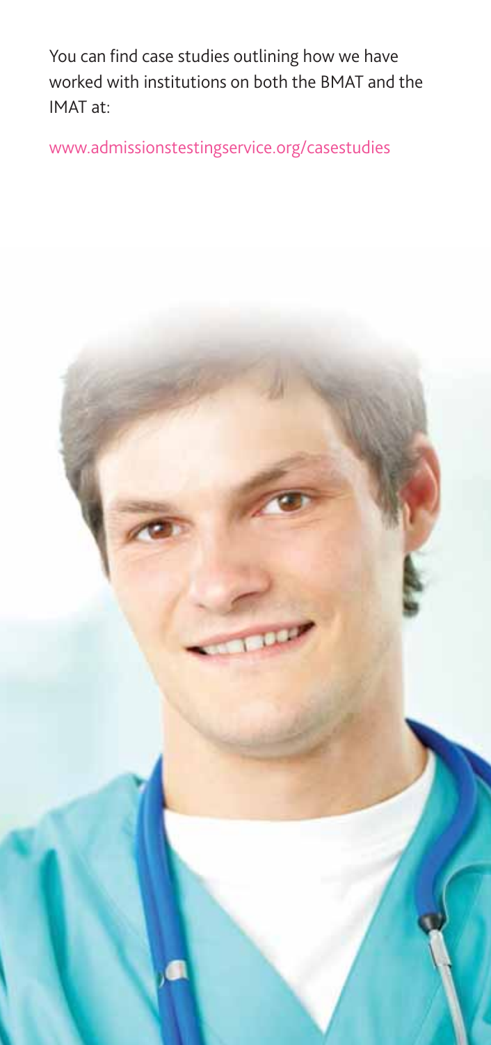You can find case studies outlining how we have worked with institutions on both the BMAT and the IMAT at:

www.admissionstestingservice.org/casestudies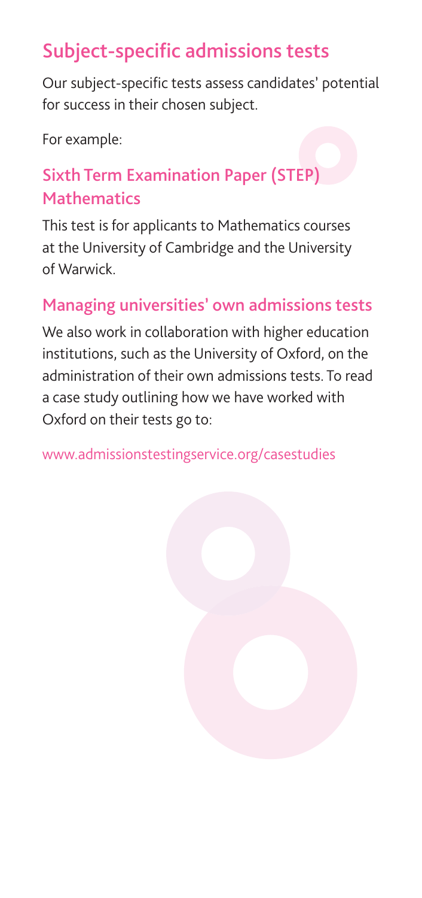## Subject-specific admissions tests

Our subject-specific tests assess candidates' potential for success in their chosen subject.

For example:

### Sixth Term Examination Paper (STEP) Mathematics

This test is for applicants to Mathematics courses at the University of Cambridge and the University of Warwick.

### Managing universities' own admissions tests

We also work in collaboration with higher education institutions, such as the University of Oxford, on the administration of their own admissions tests. To read a case study outlining how we have worked with Oxford on their tests go to:

www.admissionstestingservice.org/casestudies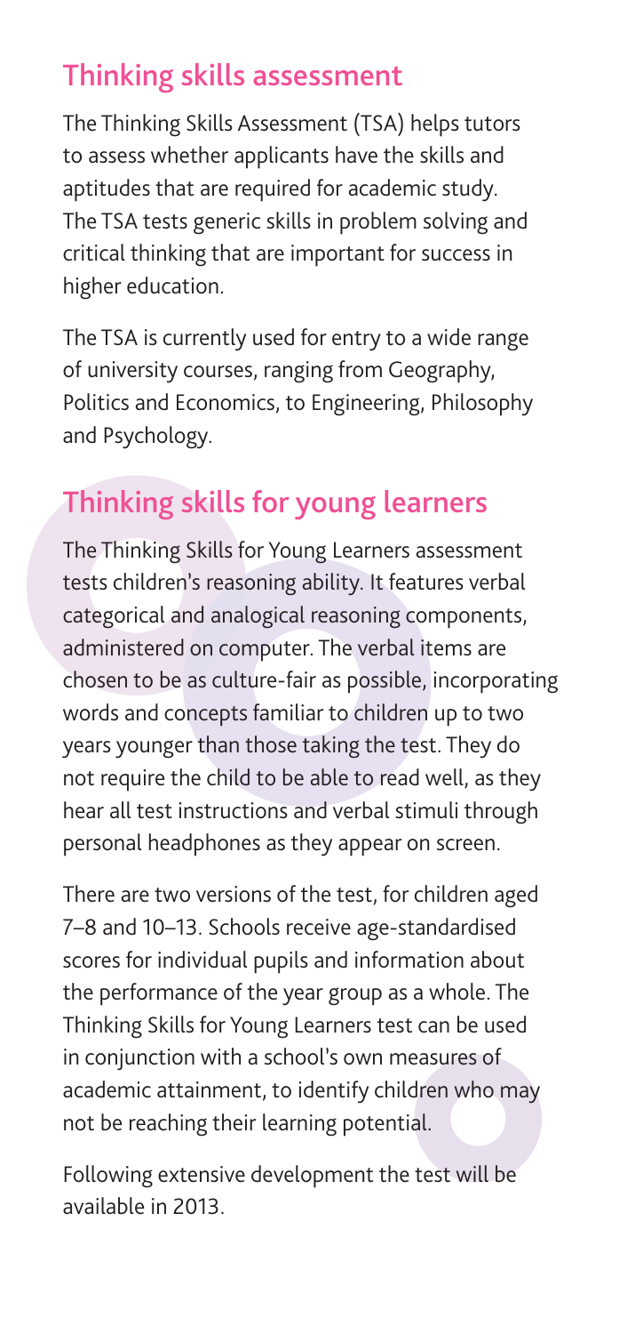## Thinking skills assessment

The Thinking Skills Assessment (TSA) helps tutors to assess whether applicants have the skills and aptitudes that are required for academic study. The TSA tests generic skills in problem solving and critical thinking that are important for success in higher education.

The TSA is currently used for entry to a wide range of university courses, ranging from Geography, Politics and Economics, to Engineering, Philosophy and Psychology.

## Thinking skills for young learners

The Thinking Skills for Young Learners assessment tests children's reasoning ability. It features verbal categorical and analogical reasoning components, administered on computer. The verbal items are chosen to be as culture-fair as possible, incorporating words and concepts familiar to children up to two years younger than those taking the test. They do not require the child to be able to read well, as they hear all test instructions and verbal stimuli through personal headphones as they appear on screen.

There are two versions of the test, for children aged 7–8 and 10–13. Schools receive age-standardised scores for individual pupils and information about the performance of the year group as a whole. The Thinking Skills for Young Learners test can be used in conjunction with a school's own measures of academic attainment, to identify children who may not be reaching their learning potential.

Following extensive development the test will be available in 2013.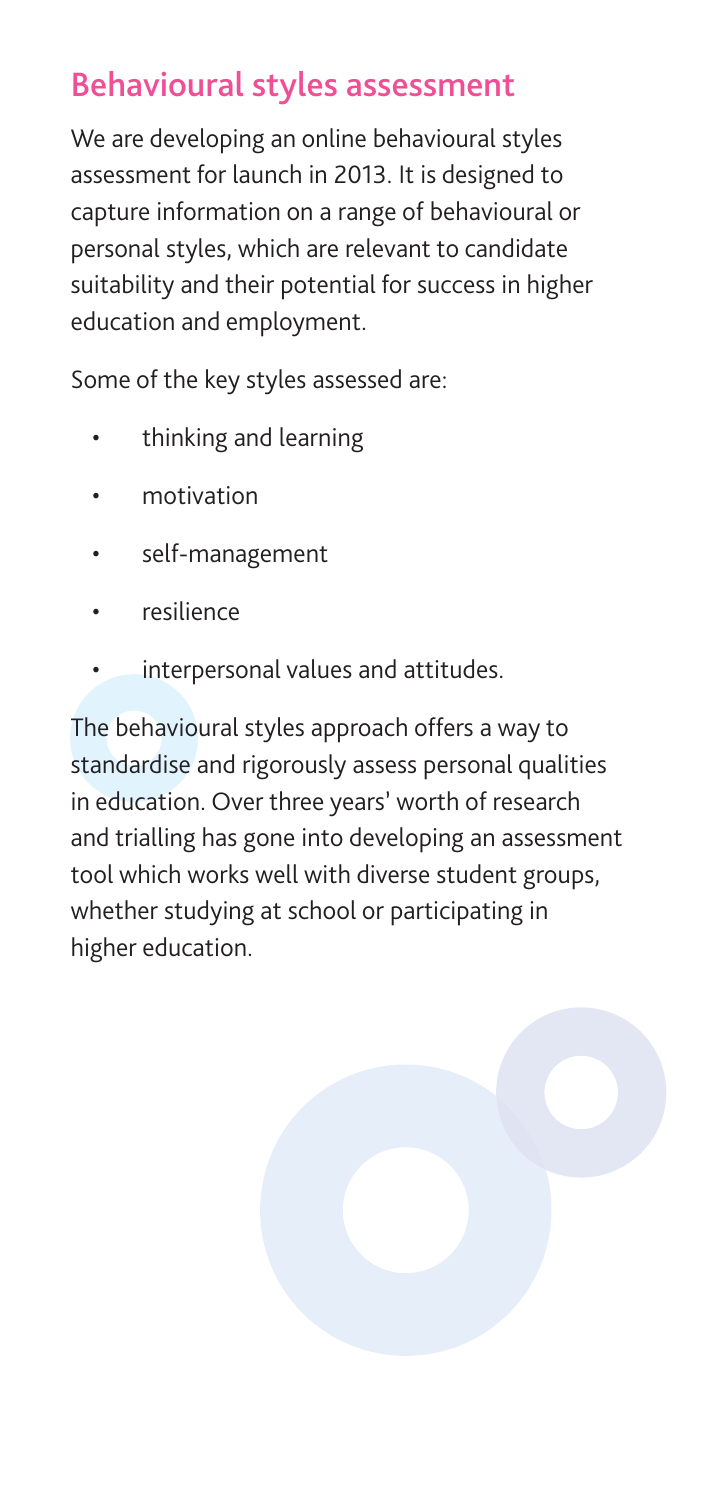## Behavioural styles assessment

We are developing an online behavioural styles assessment for launch in 2013. It is designed to capture information on a range of behavioural or personal styles, which are relevant to candidate suitability and their potential for success in higher education and employment.

Some of the key styles assessed are:

- thinking and learning
- motivation
- self-management
- resilience
- interpersonal values and attitudes.

The behavioural styles approach offers a way to standardise and rigorously assess personal qualities in education. Over three years' worth of research and trialling has gone into developing an assessment tool which works well with diverse student groups, whether studying at school or participating in higher education.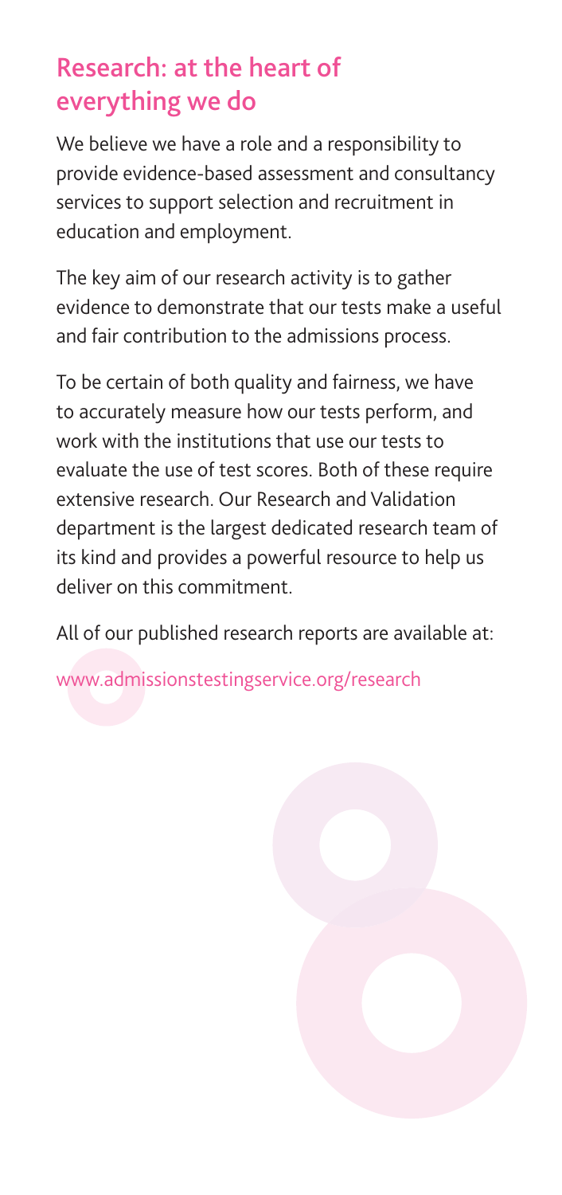## Research: at the heart of everything we do

We believe we have a role and a responsibility to provide evidence-based assessment and consultancy services to support selection and recruitment in education and employment.

The key aim of our research activity is to gather evidence to demonstrate that our tests make a useful and fair contribution to the admissions process.

To be certain of both quality and fairness, we have to accurately measure how our tests perform, and work with the institutions that use our tests to evaluate the use of test scores. Both of these require extensive research. Our Research and Validation department is the largest dedicated research team of its kind and provides a powerful resource to help us deliver on this commitment.

All of our published research reports are available at:

www.admissionstestingservice.org/research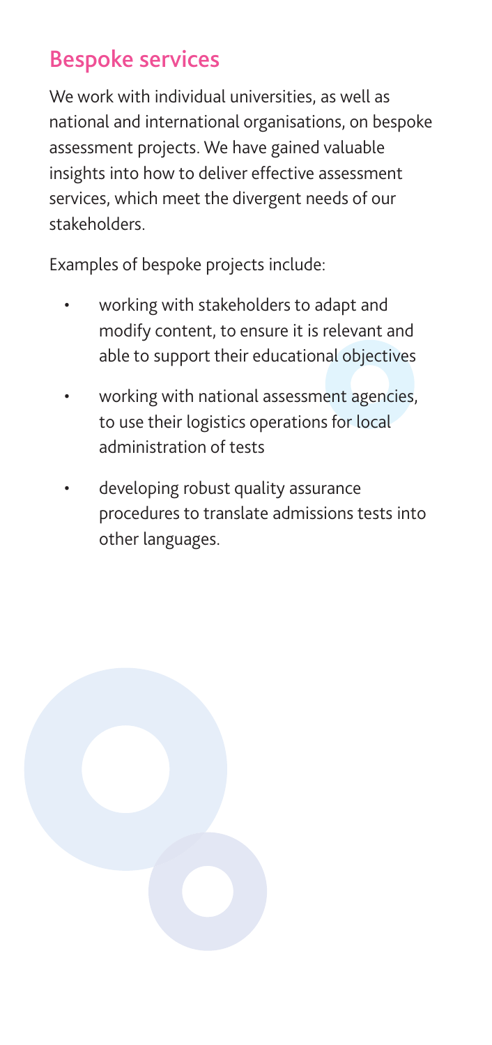## Bespoke services

We work with individual universities, as well as national and international organisations, on bespoke assessment projects. We have gained valuable insights into how to deliver effective assessment services, which meet the divergent needs of our stakeholders.

Examples of bespoke projects include:

- working with stakeholders to adapt and modify content, to ensure it is relevant and able to support their educational objectives
- working with national assessment agencies, to use their logistics operations for local administration of tests
- developing robust quality assurance procedures to translate admissions tests into other languages.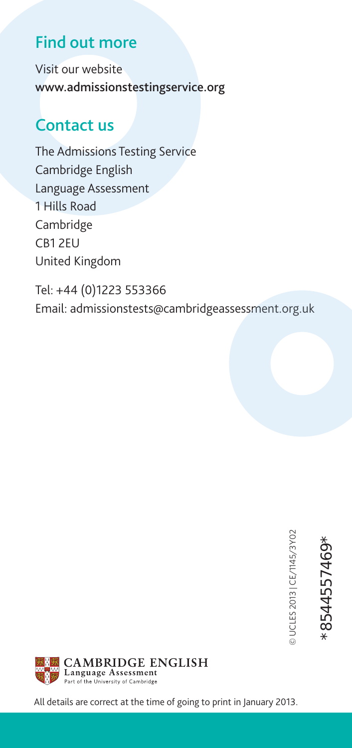## Find out more

Visit our website
www.admissionstestingservice.org

## Contact us

The Admissions Testing Service
Cambridge English
Language Assessment
1 Hills Road
Cambridge
CB1 2EU
United Kingdom

Tel: +44 (0)1223 553366
Email: admissionstests@cambridgeassessment.org.uk

© UCLES 2013 | CE/1145/3Y02

*8544557469*

CAMBRIDGE ENGLISH
Language Assessment
Part of the University of Cambridge

All details are correct at the time of going to print in January 2013.